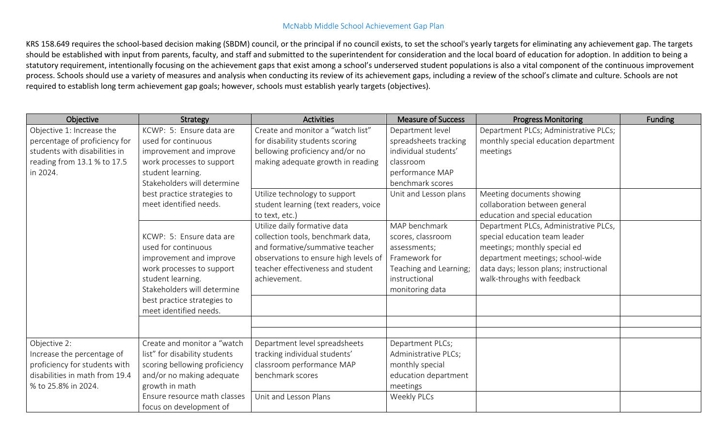# McNabb Middle School Achievement Gap Plan

KRS 158.649 requires the school-based decision making (SBDM) council, or the principal if no council exists, to set the school's yearly targets for eliminating any achievement gap. The targets should be established with input from parents, faculty, and staff and submitted to the superintendent for consideration and the local board of education for adoption. In addition to being a statutory requirement, intentionally focusing on the achievement gaps that exist among a school's underserved student populations is also a vital component of the continuous improvement process. Schools should use a variety of measures and analysis when conducting its review of its achievement gaps, including a review of the school's climate and culture. Schools are not required to establish long term achievement gap goals; however, schools must establish yearly targets (objectives).

| Objective | Strategy | Activities | Measure of Success | Progress Monitoring | Funding |
|---|---|---|---|---|---|
| Objective 1: Increase the percentage of proficiency for students with disabilities in reading from 13.1 % to 17.5 in 2024. | KCWP: 5: Ensure data are used for continuous improvement and improve work processes to support student learning. Stakeholders will determine best practice strategies to meet identified needs. | Create and monitor a "watch list" for disability students scoring bellowing proficiency and/or no making adequate growth in reading | Department level spreadsheets tracking individual students' classroom performance MAP benchmark scores | Department PLCs; Administrative PLCs; monthly special education department meetings | |
| | | Utilize technology to support student learning (text readers, voice to text, etc.) | Unit and Lesson plans | Meeting documents showing collaboration between general education and special education | |
| | KCWP: 5: Ensure data are used for continuous improvement and improve work processes to support student learning. Stakeholders will determine best practice strategies to meet identified needs. | Utilize daily formative data collection tools, benchmark data, and formative/summative teacher observations to ensure high levels of teacher effectiveness and student achievement. | MAP benchmark scores, classroom assessments; Framework for Teaching and Learning; instructional monitoring data | Department PLCs, Administrative PLCs, special education team leader meetings; monthly special ed department meetings; school-wide data days; lesson plans; instructional walk-throughs with feedback | |
| | | | | | |
| | | | | | |
| | | | | | |
| Objective 2: Increase the percentage of proficiency for students with disabilities in math from 19.4 % to 25.8% in 2024. | Create and monitor a "watch list" for disability students scoring bellowing proficiency and/or no making adequate growth in math | Department level spreadsheets tracking individual students' classroom performance MAP benchmark scores | Department PLCs; Administrative PLCs; monthly special education department meetings | | |
| | Ensure resource math classes focus on development of | Unit and Lesson Plans | Weekly PLCs | | |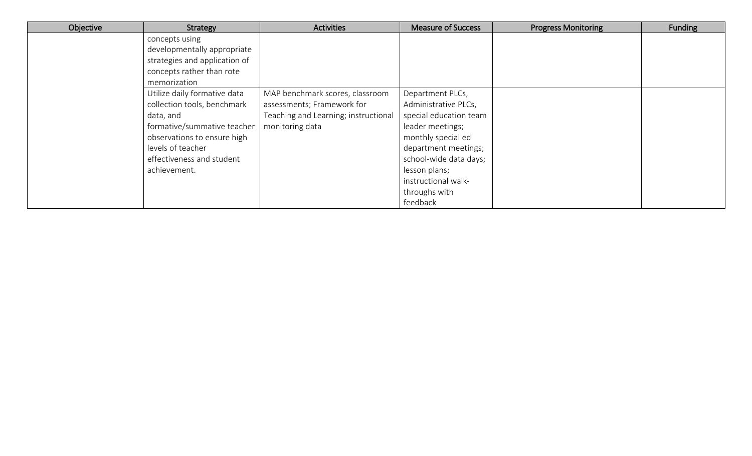| Objective | Strategy | Activities | Measure of Success | Progress Monitoring | Funding |
|---|---|---|---|---|---|
| | concepts using developmentally appropriate strategies and application of concepts rather than rote memorization | | | | |
| | Utilize daily formative data collection tools, benchmark data, and formative/summative teacher observations to ensure high levels of teacher effectiveness and student achievement. | MAP benchmark scores, classroom assessments; Framework for Teaching and Learning; instructional monitoring data | Department PLCs, Administrative PLCs, special education team leader meetings; monthly special ed department meetings; school-wide data days; lesson plans; instructional walk-throughs with feedback | | |